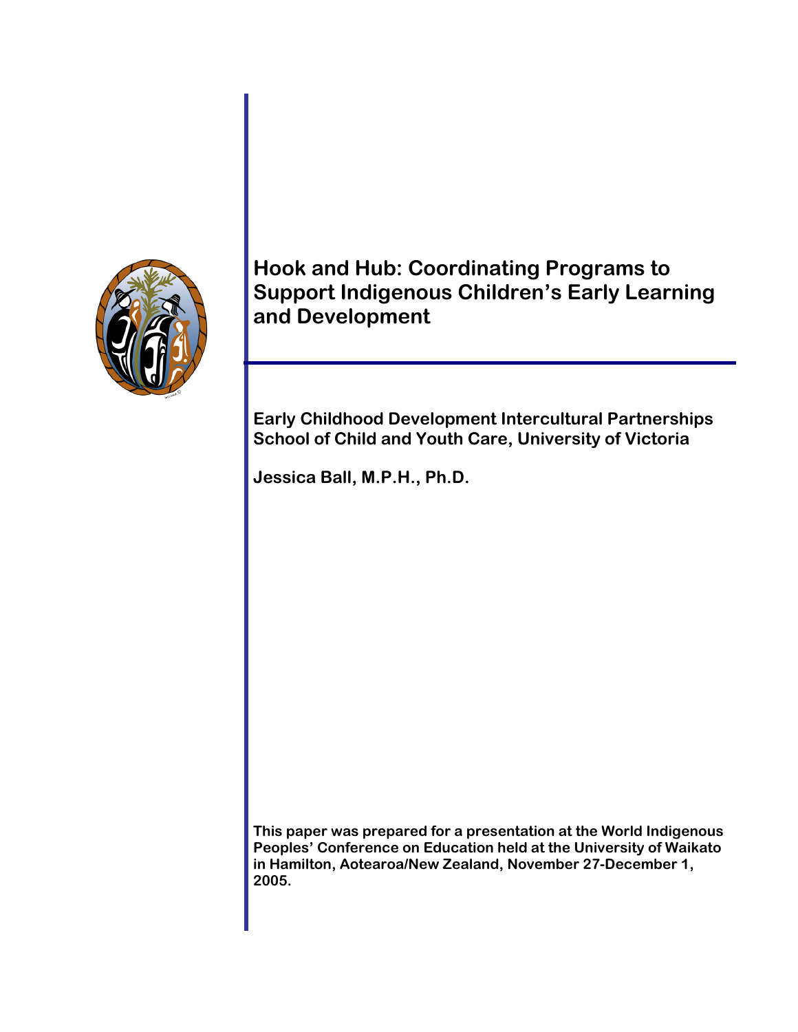# Hook and Hub: Coordinating Programs to Support Indigenous Children's Early Learning and Development

**Early Childhood Development Intercultural Partnerships**
**School of Child and Youth Care, University of Victoria**

**Jessica Ball, M.P.H., Ph.D.**

**This paper was prepared for a presentation at the World Indigenous Peoples' Conference on Education held at the University of Waikato in Hamilton, Aotearoa/New Zealand, November 27-December 1, 2005.**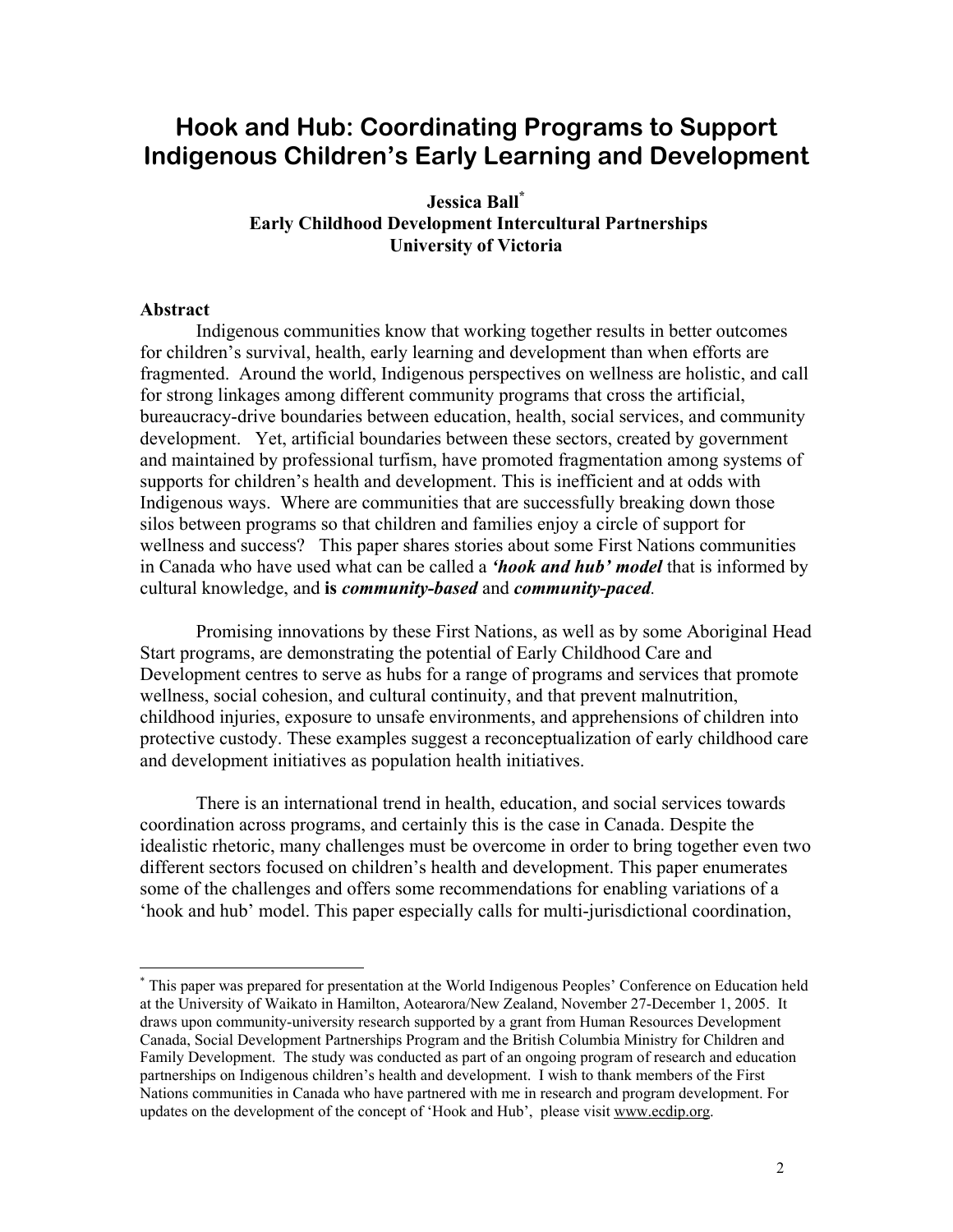# Hook and Hub: Coordinating Programs to Support Indigenous Children's Early Learning and Development

**Jessica Ball[*]**
**Early Childhood Development Intercultural Partnerships**
**University of Victoria**

**Abstract**

Indigenous communities know that working together results in better outcomes for children's survival, health, early learning and development than when efforts are fragmented. Around the world, Indigenous perspectives on wellness are holistic, and call for strong linkages among different community programs that cross the artificial, bureaucracy-drive boundaries between education, health, social services, and community development. Yet, artificial boundaries between these sectors, created by government and maintained by professional turfism, have promoted fragmentation among systems of supports for children's health and development. This is inefficient and at odds with Indigenous ways. Where are communities that are successfully breaking down those silos between programs so that children and families enjoy a circle of support for wellness and success? This paper shares stories about some First Nations communities in Canada who have used what can be called a ***'hook and hub' model*** that is informed by cultural knowledge, and **is** ***community-based*** and ***community-paced***.

Promising innovations by these First Nations, as well as by some Aboriginal Head Start programs, are demonstrating the potential of Early Childhood Care and Development centres to serve as hubs for a range of programs and services that promote wellness, social cohesion, and cultural continuity, and that prevent malnutrition, childhood injuries, exposure to unsafe environments, and apprehensions of children into protective custody. These examples suggest a reconceptualization of early childhood care and development initiatives as population health initiatives.

There is an international trend in health, education, and social services towards coordination across programs, and certainly this is the case in Canada. Despite the idealistic rhetoric, many challenges must be overcome in order to bring together even two different sectors focused on children's health and development. This paper enumerates some of the challenges and offers some recommendations for enabling variations of a 'hook and hub' model. This paper especially calls for multi-jurisdictional coordination,

---

[*] This paper was prepared for presentation at the World Indigenous Peoples' Conference on Education held at the University of Waikato in Hamilton, Aotearora/New Zealand, November 27-December 1, 2005. It draws upon community-university research supported by a grant from Human Resources Development Canada, Social Development Partnerships Program and the British Columbia Ministry for Children and Family Development. The study was conducted as part of an ongoing program of research and education partnerships on Indigenous children's health and development. I wish to thank members of the First Nations communities in Canada who have partnered with me in research and program development. For updates on the development of the concept of 'Hook and Hub', please visit www.ecdip.org.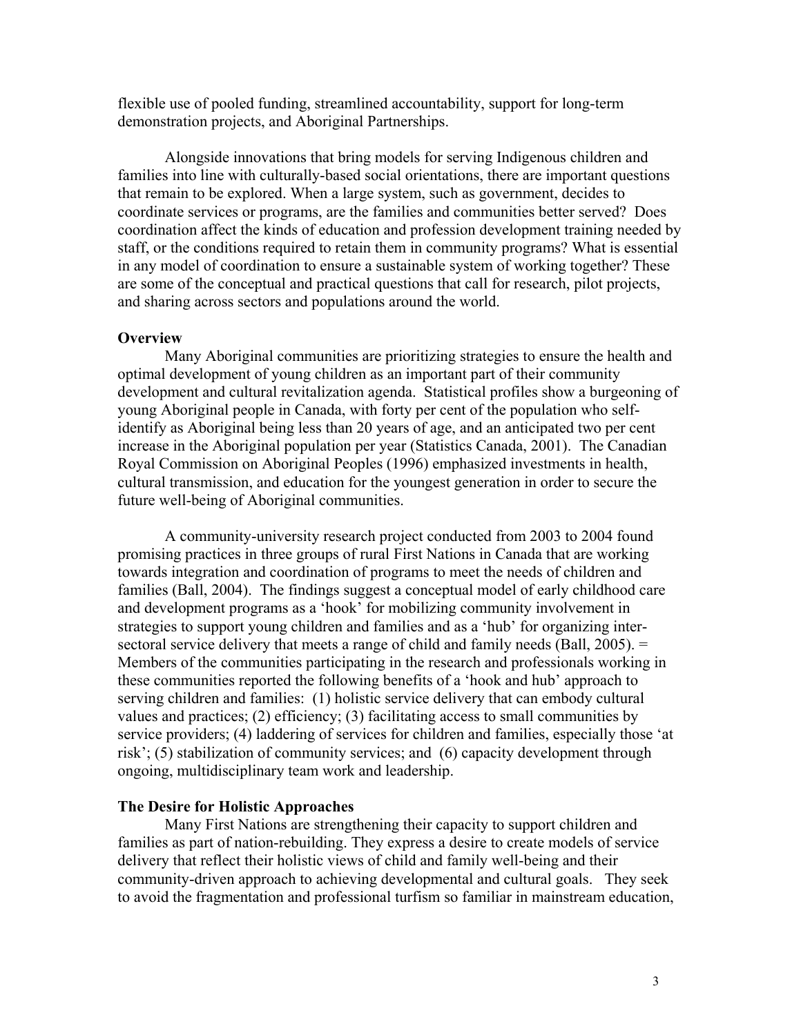flexible use of pooled funding, streamlined accountability, support for long-term demonstration projects, and Aboriginal Partnerships.

Alongside innovations that bring models for serving Indigenous children and families into line with culturally-based social orientations, there are important questions that remain to be explored. When a large system, such as government, decides to coordinate services or programs, are the families and communities better served? Does coordination affect the kinds of education and profession development training needed by staff, or the conditions required to retain them in community programs? What is essential in any model of coordination to ensure a sustainable system of working together? These are some of the conceptual and practical questions that call for research, pilot projects, and sharing across sectors and populations around the world.

**Overview**

Many Aboriginal communities are prioritizing strategies to ensure the health and optimal development of young children as an important part of their community development and cultural revitalization agenda. Statistical profiles show a burgeoning of young Aboriginal people in Canada, with forty per cent of the population who self-identify as Aboriginal being less than 20 years of age, and an anticipated two per cent increase in the Aboriginal population per year (Statistics Canada, 2001). The Canadian Royal Commission on Aboriginal Peoples (1996) emphasized investments in health, cultural transmission, and education for the youngest generation in order to secure the future well-being of Aboriginal communities.

A community-university research project conducted from 2003 to 2004 found promising practices in three groups of rural First Nations in Canada that are working towards integration and coordination of programs to meet the needs of children and families (Ball, 2004). The findings suggest a conceptual model of early childhood care and development programs as a 'hook' for mobilizing community involvement in strategies to support young children and families and as a 'hub' for organizing inter-sectoral service delivery that meets a range of child and family needs (Ball, 2005). = Members of the communities participating in the research and professionals working in these communities reported the following benefits of a 'hook and hub' approach to serving children and families: (1) holistic service delivery that can embody cultural values and practices; (2) efficiency; (3) facilitating access to small communities by service providers; (4) laddering of services for children and families, especially those 'at risk'; (5) stabilization of community services; and (6) capacity development through ongoing, multidisciplinary team work and leadership.

**The Desire for Holistic Approaches**

Many First Nations are strengthening their capacity to support children and families as part of nation-rebuilding. They express a desire to create models of service delivery that reflect their holistic views of child and family well-being and their community-driven approach to achieving developmental and cultural goals. They seek to avoid the fragmentation and professional turfism so familiar in mainstream education,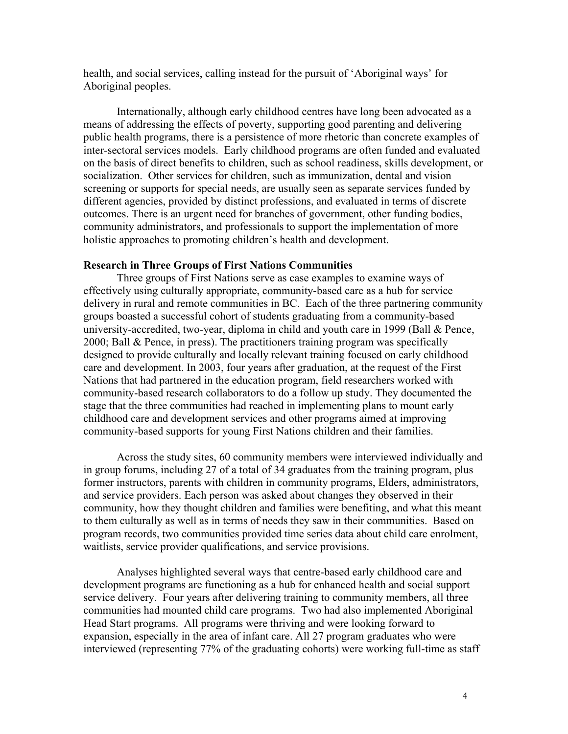health, and social services, calling instead for the pursuit of 'Aboriginal ways' for Aboriginal peoples.

Internationally, although early childhood centres have long been advocated as a means of addressing the effects of poverty, supporting good parenting and delivering public health programs, there is a persistence of more rhetoric than concrete examples of inter-sectoral services models. Early childhood programs are often funded and evaluated on the basis of direct benefits to children, such as school readiness, skills development, or socialization. Other services for children, such as immunization, dental and vision screening or supports for special needs, are usually seen as separate services funded by different agencies, provided by distinct professions, and evaluated in terms of discrete outcomes. There is an urgent need for branches of government, other funding bodies, community administrators, and professionals to support the implementation of more holistic approaches to promoting children's health and development.

**Research in Three Groups of First Nations Communities**

Three groups of First Nations serve as case examples to examine ways of effectively using culturally appropriate, community-based care as a hub for service delivery in rural and remote communities in BC. Each of the three partnering community groups boasted a successful cohort of students graduating from a community-based university-accredited, two-year, diploma in child and youth care in 1999 (Ball & Pence, 2000; Ball & Pence, in press). The practitioners training program was specifically designed to provide culturally and locally relevant training focused on early childhood care and development. In 2003, four years after graduation, at the request of the First Nations that had partnered in the education program, field researchers worked with community-based research collaborators to do a follow up study. They documented the stage that the three communities had reached in implementing plans to mount early childhood care and development services and other programs aimed at improving community-based supports for young First Nations children and their families.

Across the study sites, 60 community members were interviewed individually and in group forums, including 27 of a total of 34 graduates from the training program, plus former instructors, parents with children in community programs, Elders, administrators, and service providers. Each person was asked about changes they observed in their community, how they thought children and families were benefiting, and what this meant to them culturally as well as in terms of needs they saw in their communities. Based on program records, two communities provided time series data about child care enrolment, waitlists, service provider qualifications, and service provisions.

Analyses highlighted several ways that centre-based early childhood care and development programs are functioning as a hub for enhanced health and social support service delivery. Four years after delivering training to community members, all three communities had mounted child care programs. Two had also implemented Aboriginal Head Start programs. All programs were thriving and were looking forward to expansion, especially in the area of infant care. All 27 program graduates who were interviewed (representing 77% of the graduating cohorts) were working full-time as staff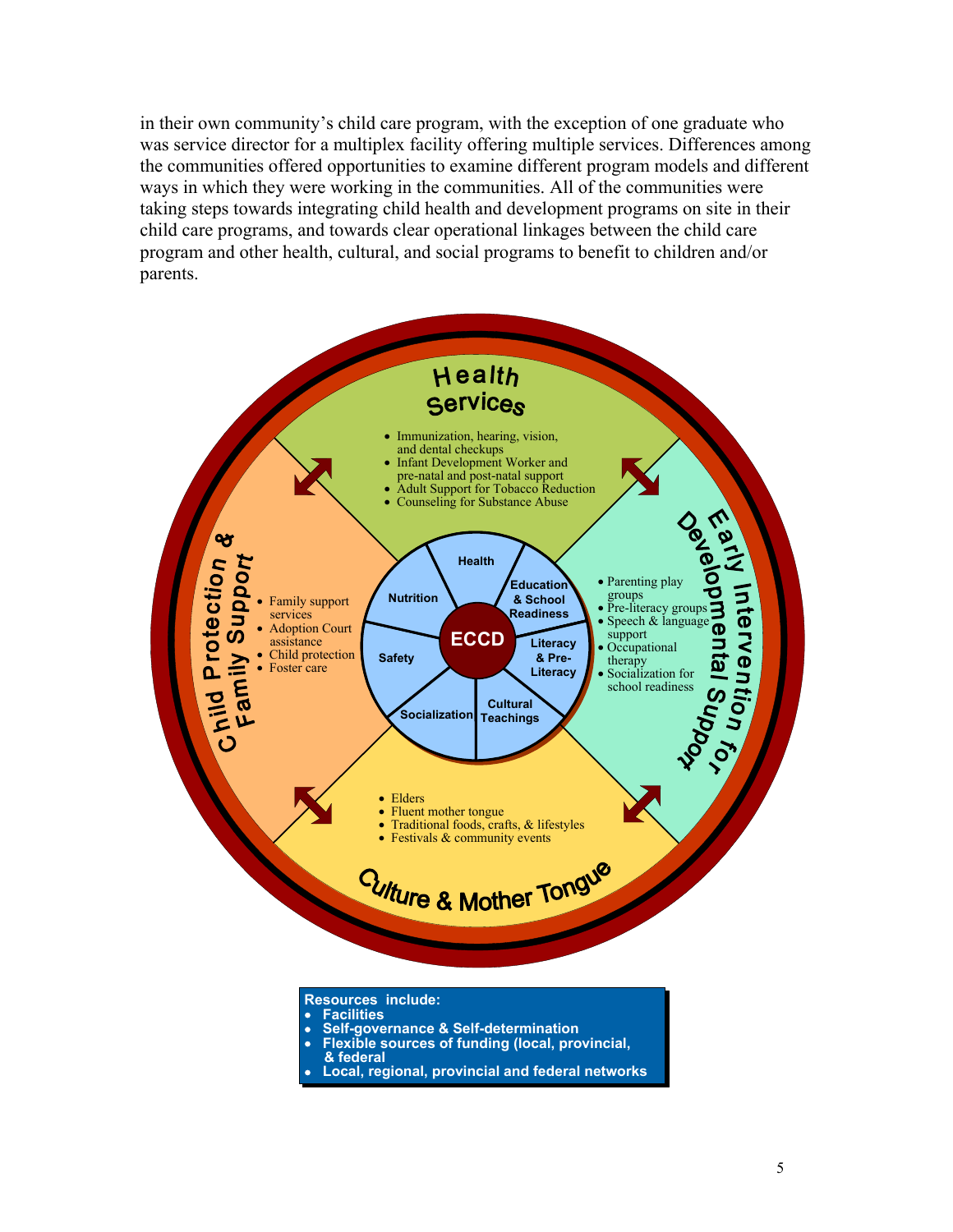in their own community's child care program, with the exception of one graduate who was service director for a multiplex facility offering multiple services. Differences among the communities offered opportunities to examine different program models and different ways in which they were working in the communities. All of the communities were taking steps towards integrating child health and development programs on site in their child care programs, and towards clear operational linkages between the child care program and other health, cultural, and social programs to benefit to children and/or parents.

**Health Services**

- Immunization, hearing, vision, and dental checkups
- Infant Development Worker and pre-natal and post-natal support
- Adult Support for Tobacco Reduction
- Counseling for Substance Abuse

**Child Protection & Family Support**

- Family support services
- Adoption Court assistance
- Child protection
- Foster care

**Early Intervention for Developmental Support**

- Parenting play groups
- Pre-literacy groups
- Speech & language support
- Occupational therapy
- Socialization for school readiness

**Culture & Mother Tongue**

- Elders
- Fluent mother tongue
- Traditional foods, crafts, & lifestyles
- Festivals & community events

**ECCD**: Health; Education & School Readiness; Literacy & Pre-Literacy; Cultural Teachings; Socialization; Safety; Nutrition

**Resources include:**

- **Facilities**
- **Self-governance & Self-determination**
- **Flexible sources of funding (local, provincial, & federal**
- **Local, regional, provincial and federal networks**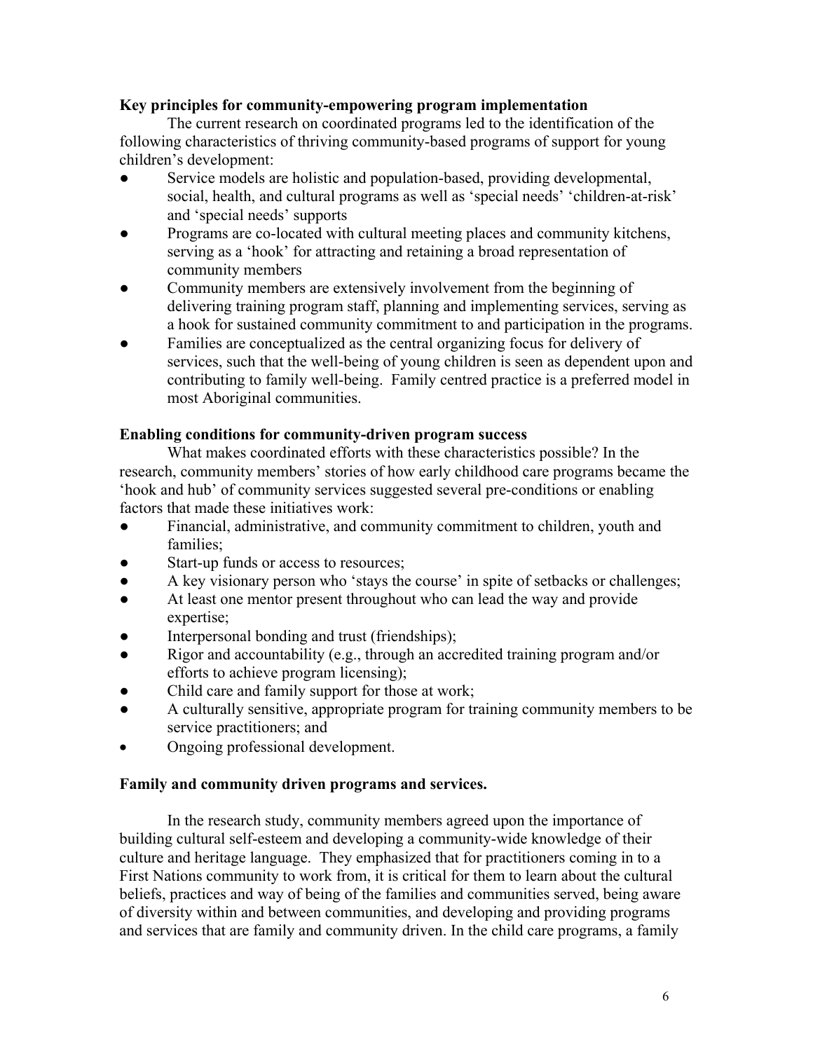**Key principles for community-empowering program implementation**

The current research on coordinated programs led to the identification of the following characteristics of thriving community-based programs of support for young children's development:

- Service models are holistic and population-based, providing developmental, social, health, and cultural programs as well as 'special needs' 'children-at-risk' and 'special needs' supports
- Programs are co-located with cultural meeting places and community kitchens, serving as a 'hook' for attracting and retaining a broad representation of community members
- Community members are extensively involvement from the beginning of delivering training program staff, planning and implementing services, serving as a hook for sustained community commitment to and participation in the programs.
- Families are conceptualized as the central organizing focus for delivery of services, such that the well-being of young children is seen as dependent upon and contributing to family well-being. Family centred practice is a preferred model in most Aboriginal communities.

**Enabling conditions for community-driven program success**

What makes coordinated efforts with these characteristics possible? In the research, community members' stories of how early childhood care programs became the 'hook and hub' of community services suggested several pre-conditions or enabling factors that made these initiatives work:

- Financial, administrative, and community commitment to children, youth and families;
- Start-up funds or access to resources;
- A key visionary person who 'stays the course' in spite of setbacks or challenges;
- At least one mentor present throughout who can lead the way and provide expertise;
- Interpersonal bonding and trust (friendships);
- Rigor and accountability (e.g., through an accredited training program and/or efforts to achieve program licensing);
- Child care and family support for those at work;
- A culturally sensitive, appropriate program for training community members to be service practitioners; and
- Ongoing professional development.

**Family and community driven programs and services.**

In the research study, community members agreed upon the importance of building cultural self-esteem and developing a community-wide knowledge of their culture and heritage language. They emphasized that for practitioners coming in to a First Nations community to work from, it is critical for them to learn about the cultural beliefs, practices and way of being of the families and communities served, being aware of diversity within and between communities, and developing and providing programs and services that are family and community driven. In the child care programs, a family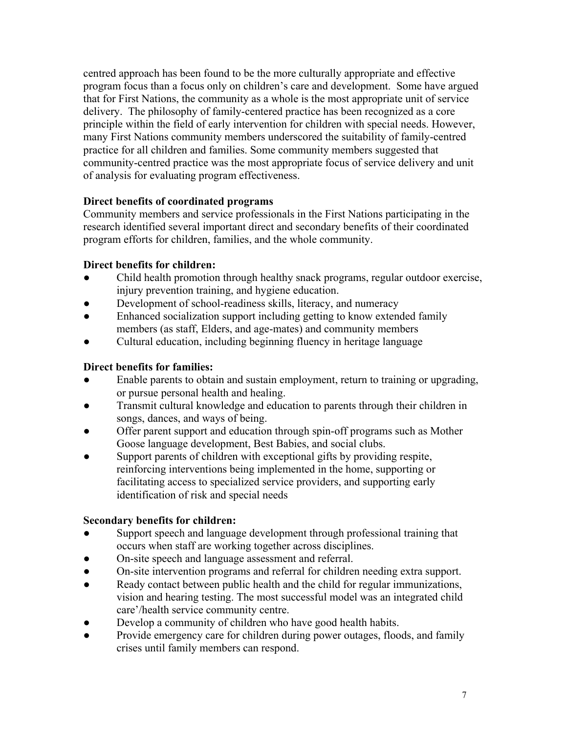centred approach has been found to be the more culturally appropriate and effective program focus than a focus only on children's care and development. Some have argued that for First Nations, the community as a whole is the most appropriate unit of service delivery. The philosophy of family-centered practice has been recognized as a core principle within the field of early intervention for children with special needs. However, many First Nations community members underscored the suitability of family-centred practice for all children and families. Some community members suggested that community-centred practice was the most appropriate focus of service delivery and unit of analysis for evaluating program effectiveness.

**Direct benefits of coordinated programs**

Community members and service professionals in the First Nations participating in the research identified several important direct and secondary benefits of their coordinated program efforts for children, families, and the whole community.

**Direct benefits for children:**

- Child health promotion through healthy snack programs, regular outdoor exercise, injury prevention training, and hygiene education.
- Development of school-readiness skills, literacy, and numeracy
- Enhanced socialization support including getting to know extended family members (as staff, Elders, and age-mates) and community members
- Cultural education, including beginning fluency in heritage language

**Direct benefits for families:**

- Enable parents to obtain and sustain employment, return to training or upgrading, or pursue personal health and healing.
- Transmit cultural knowledge and education to parents through their children in songs, dances, and ways of being.
- Offer parent support and education through spin-off programs such as Mother Goose language development, Best Babies, and social clubs.
- Support parents of children with exceptional gifts by providing respite, reinforcing interventions being implemented in the home, supporting or facilitating access to specialized service providers, and supporting early identification of risk and special needs

**Secondary benefits for children:**

- Support speech and language development through professional training that occurs when staff are working together across disciplines.
- On-site speech and language assessment and referral.
- On-site intervention programs and referral for children needing extra support.
- Ready contact between public health and the child for regular immunizations, vision and hearing testing. The most successful model was an integrated child care'/health service community centre.
- Develop a community of children who have good health habits.
- Provide emergency care for children during power outages, floods, and family crises until family members can respond.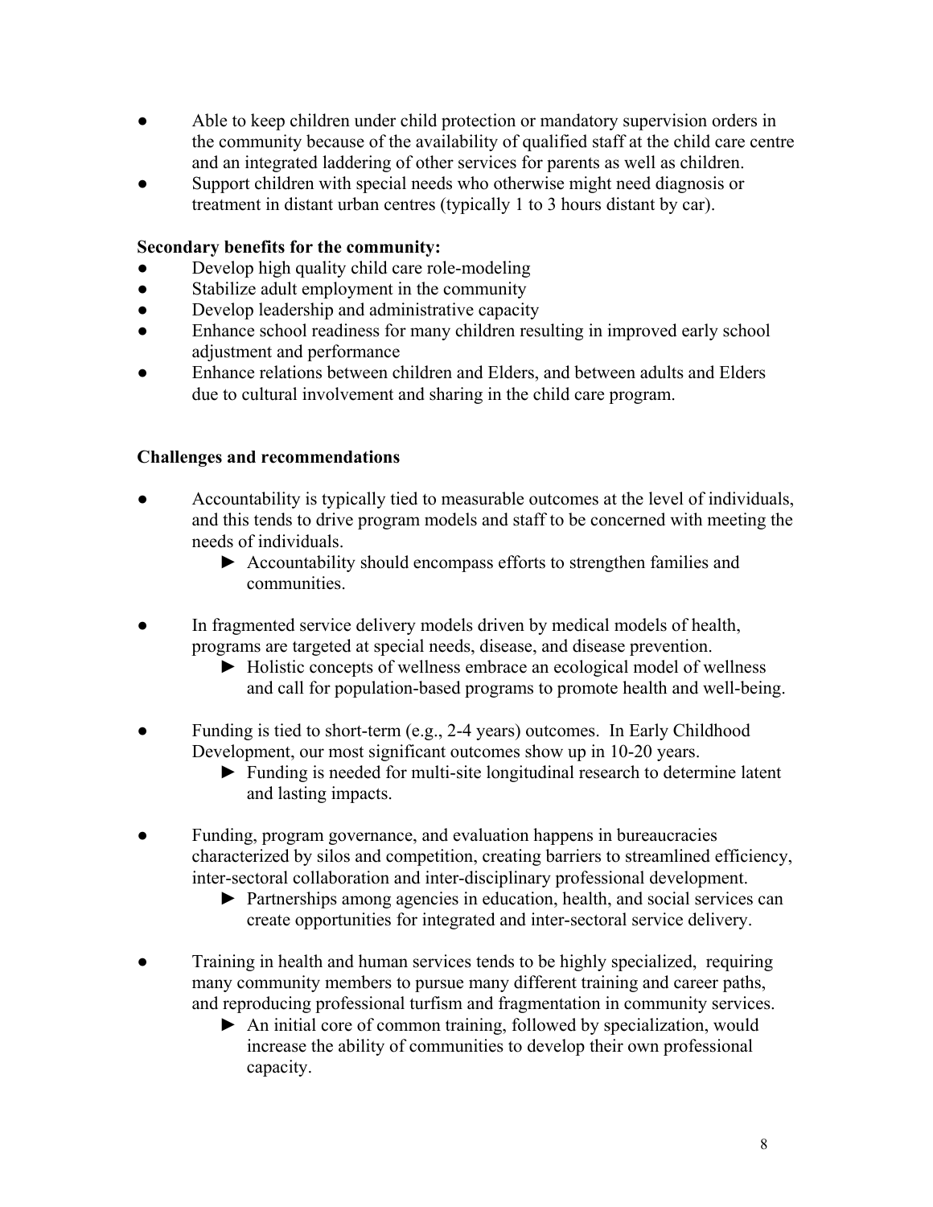- Able to keep children under child protection or mandatory supervision orders in the community because of the availability of qualified staff at the child care centre and an integrated laddering of other services for parents as well as children.
- Support children with special needs who otherwise might need diagnosis or treatment in distant urban centres (typically 1 to 3 hours distant by car).

**Secondary benefits for the community:**

- Develop high quality child care role-modeling
- Stabilize adult employment in the community
- Develop leadership and administrative capacity
- Enhance school readiness for many children resulting in improved early school adjustment and performance
- Enhance relations between children and Elders, and between adults and Elders due to cultural involvement and sharing in the child care program.

**Challenges and recommendations**

- Accountability is typically tied to measurable outcomes at the level of individuals, and this tends to drive program models and staff to be concerned with meeting the needs of individuals.
    - ► Accountability should encompass efforts to strengthen families and communities.

- In fragmented service delivery models driven by medical models of health, programs are targeted at special needs, disease, and disease prevention.
    - ► Holistic concepts of wellness embrace an ecological model of wellness and call for population-based programs to promote health and well-being.

- Funding is tied to short-term (e.g., 2-4 years) outcomes. In Early Childhood Development, our most significant outcomes show up in 10-20 years.
    - ► Funding is needed for multi-site longitudinal research to determine latent and lasting impacts.

- Funding, program governance, and evaluation happens in bureaucracies characterized by silos and competition, creating barriers to streamlined efficiency, inter-sectoral collaboration and inter-disciplinary professional development.
    - ► Partnerships among agencies in education, health, and social services can create opportunities for integrated and inter-sectoral service delivery.

- Training in health and human services tends to be highly specialized, requiring many community members to pursue many different training and career paths, and reproducing professional turfism and fragmentation in community services.
    - ► An initial core of common training, followed by specialization, would increase the ability of communities to develop their own professional capacity.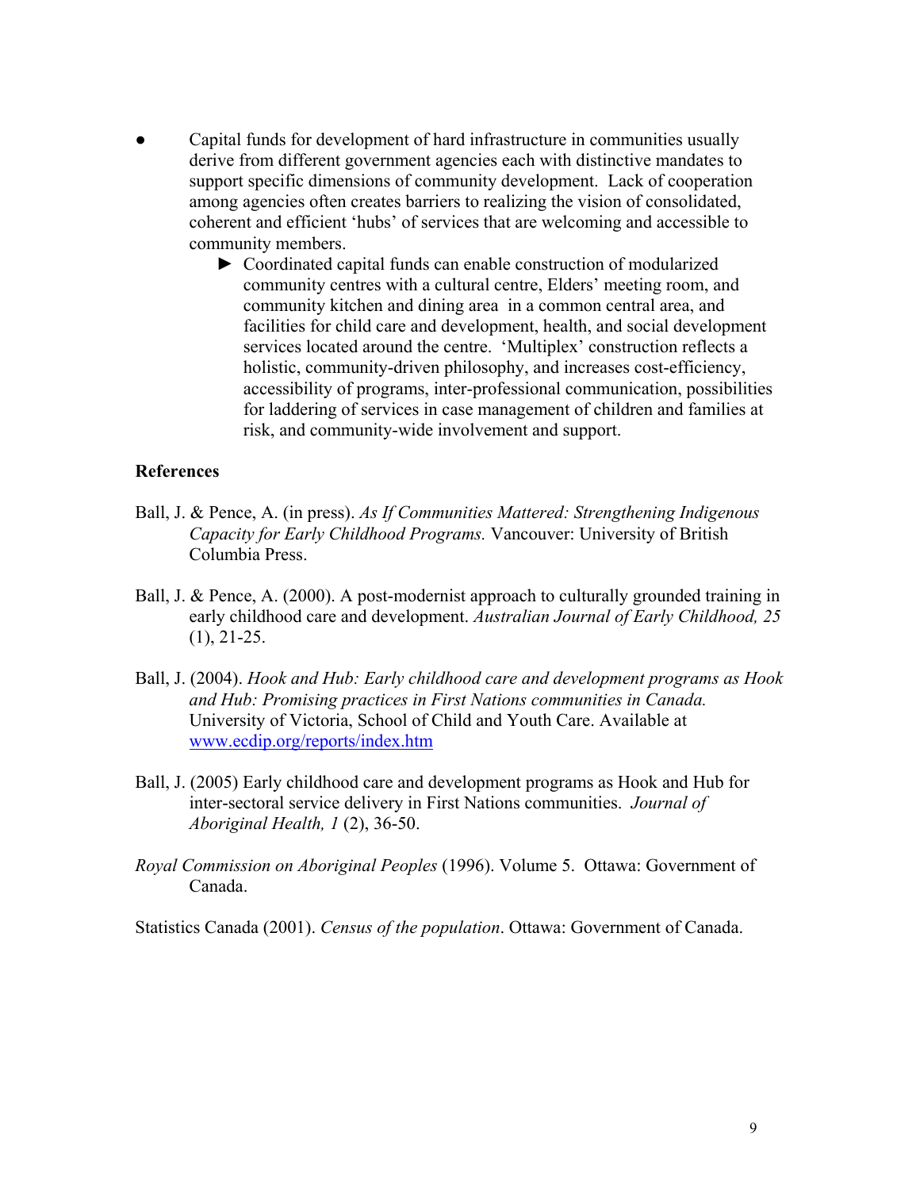- Capital funds for development of hard infrastructure in communities usually derive from different government agencies each with distinctive mandates to support specific dimensions of community development. Lack of cooperation among agencies often creates barriers to realizing the vision of consolidated, coherent and efficient 'hubs' of services that are welcoming and accessible to community members.
    - ► Coordinated capital funds can enable construction of modularized community centres with a cultural centre, Elders' meeting room, and community kitchen and dining area in a common central area, and facilities for child care and development, health, and social development services located around the centre. 'Multiplex' construction reflects a holistic, community-driven philosophy, and increases cost-efficiency, accessibility of programs, inter-professional communication, possibilities for laddering of services in case management of children and families at risk, and community-wide involvement and support.

**References**

Ball, J. & Pence, A. (in press). *As If Communities Mattered: Strengthening Indigenous Capacity for Early Childhood Programs.* Vancouver: University of British Columbia Press.

Ball, J. & Pence, A. (2000). A post-modernist approach to culturally grounded training in early childhood care and development. *Australian Journal of Early Childhood, 25* (1), 21-25.

Ball, J. (2004). *Hook and Hub: Early childhood care and development programs as Hook and Hub: Promising practices in First Nations communities in Canada.* University of Victoria, School of Child and Youth Care. Available at www.ecdip.org/reports/index.htm

Ball, J. (2005) Early childhood care and development programs as Hook and Hub for inter-sectoral service delivery in First Nations communities. *Journal of Aboriginal Health, 1* (2), 36-50.

*Royal Commission on Aboriginal Peoples* (1996). Volume 5. Ottawa: Government of Canada.

Statistics Canada (2001). *Census of the population*. Ottawa: Government of Canada.